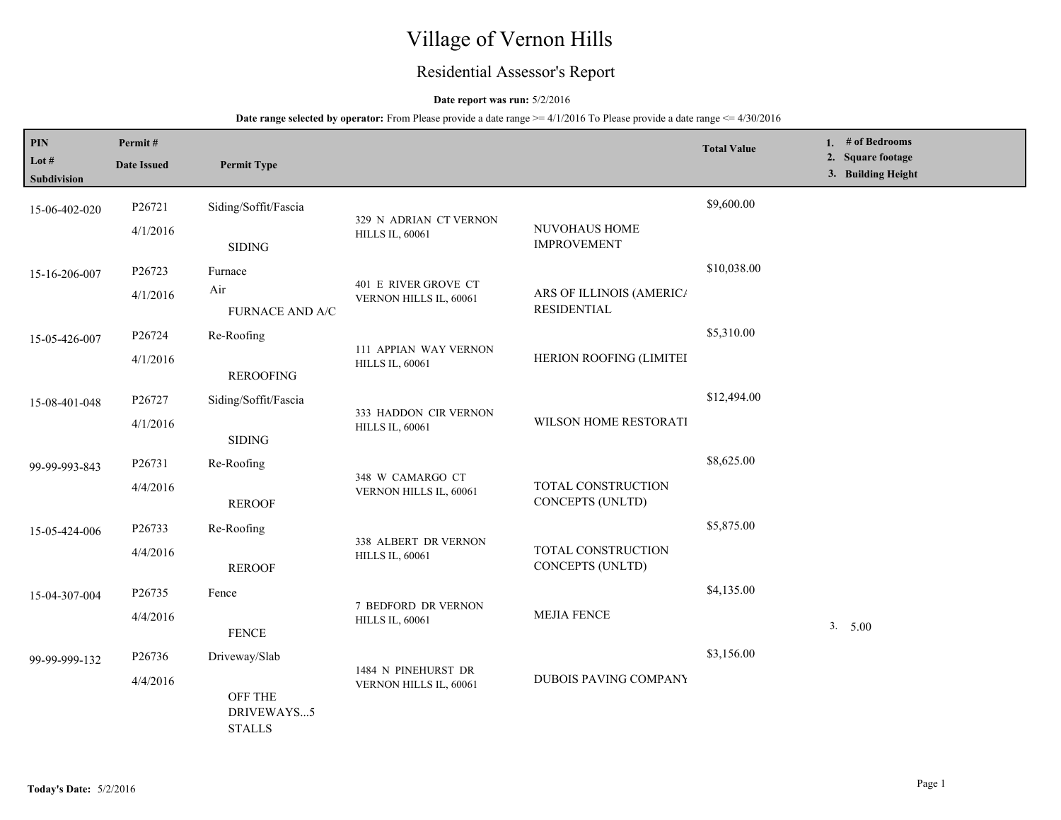# Village of Vernon Hills

## Residential Assessor's Report

**Date report was run:** 5/2/2016

**Date range selected by operator:** From Please provide a date range >= 4/1/2016 To Please provide a date range <= 4/30/2016

| PIN / Lot # / Subdivision | Permit # / Date Issued | Permit Type | Address | Contractor | Total Value | 1. # of Bedrooms 2. Square footage 3. Building Height |
|---|---|---|---|---|---|---|
| 15-06-402-020 | P26721 4/1/2016 | Siding/Soffit/Fascia SIDING | 329 N ADRIAN CT VERNON HILLS IL, 60061 | NUVOHAUS HOME IMPROVEMENT | $9,600.00 | |
| 15-16-206-007 | P26723 4/1/2016 | Furnace Air FURNACE AND A/C | 401 E RIVER GROVE CT VERNON HILLS IL, 60061 | ARS OF ILLINOIS (AMERICA RESIDENTIAL | $10,038.00 | |
| 15-05-426-007 | P26724 4/1/2016 | Re-Roofing REROOFING | 111 APPIAN WAY VERNON HILLS IL, 60061 | HERION ROOFING (LIMITEI | $5,310.00 | |
| 15-08-401-048 | P26727 4/1/2016 | Siding/Soffit/Fascia SIDING | 333 HADDON CIR VERNON HILLS IL, 60061 | WILSON HOME RESTORATI | $12,494.00 | |
| 99-99-993-843 | P26731 4/4/2016 | Re-Roofing REROOF | 348 W CAMARGO CT VERNON HILLS IL, 60061 | TOTAL CONSTRUCTION CONCEPTS (UNLTD) | $8,625.00 | |
| 15-05-424-006 | P26733 4/4/2016 | Re-Roofing REROOF | 338 ALBERT DR VERNON HILLS IL, 60061 | TOTAL CONSTRUCTION CONCEPTS (UNLTD) | $5,875.00 | |
| 15-04-307-004 | P26735 4/4/2016 | Fence FENCE | 7 BEDFORD DR VERNON HILLS IL, 60061 | MEJIA FENCE | $4,135.00 | 3. 5.00 |
| 99-99-999-132 | P26736 4/4/2016 | Driveway/Slab OFF THE DRIVEWAYS...5 STALLS | 1484 N PINEHURST DR VERNON HILLS IL, 60061 | DUBOIS PAVING COMPANY | $3,156.00 | |

**Today's Date:** 5/2/2016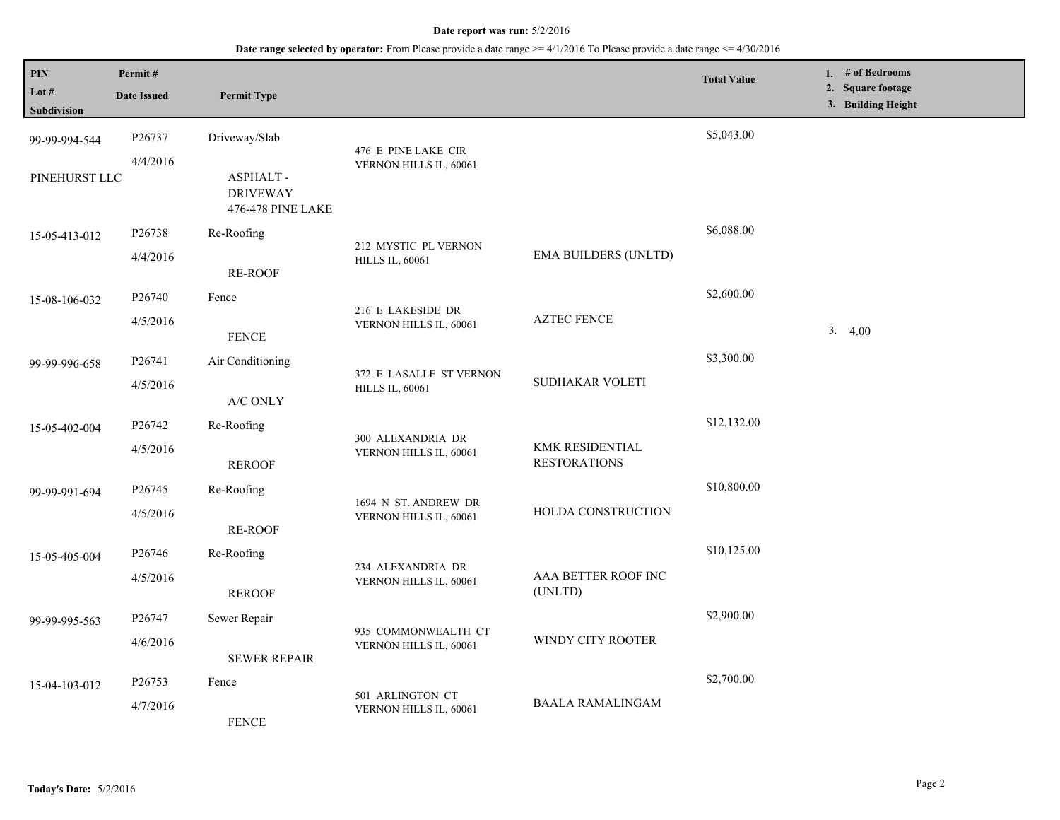**Date report was run:** 5/2/2016

**Date range selected by operator:** From Please provide a date range >= 4/1/2016 To Please provide a date range <= 4/30/2016

| PIN / Lot # / Subdivision | Permit # / Date Issued | Permit Type | Address | Contractor | Total Value | 1. # of Bedrooms 2. Square footage 3. Building Height |
|---|---|---|---|---|---|---|
| 99-99-994-544 PINEHURST LLC | P26737 4/4/2016 | Driveway/Slab ASPHALT - DRIVEWAY 476-478 PINE LAKE | 476 E PINE LAKE CIR VERNON HILLS IL, 60061 | | $5,043.00 | |
| 15-05-413-012 | P26738 4/4/2016 | Re-Roofing RE-ROOF | 212 MYSTIC PL VERNON HILLS IL, 60061 | EMA BUILDERS (UNLTD) | $6,088.00 | |
| 15-08-106-032 | P26740 4/5/2016 | Fence FENCE | 216 E LAKESIDE DR VERNON HILLS IL, 60061 | AZTEC FENCE | $2,600.00 | 3. 4.00 |
| 99-99-996-658 | P26741 4/5/2016 | Air Conditioning A/C ONLY | 372 E LASALLE ST VERNON HILLS IL, 60061 | SUDHAKAR VOLETI | $3,300.00 | |
| 15-05-402-004 | P26742 4/5/2016 | Re-Roofing REROOF | 300 ALEXANDRIA DR VERNON HILLS IL, 60061 | KMK RESIDENTIAL RESTORATIONS | $12,132.00 | |
| 99-99-991-694 | P26745 4/5/2016 | Re-Roofing RE-ROOF | 1694 N ST. ANDREW DR VERNON HILLS IL, 60061 | HOLDA CONSTRUCTION | $10,800.00 | |
| 15-05-405-004 | P26746 4/5/2016 | Re-Roofing REROOF | 234 ALEXANDRIA DR VERNON HILLS IL, 60061 | AAA BETTER ROOF INC (UNLTD) | $10,125.00 | |
| 99-99-995-563 | P26747 4/6/2016 | Sewer Repair SEWER REPAIR | 935 COMMONWEALTH CT VERNON HILLS IL, 60061 | WINDY CITY ROOTER | $2,900.00 | |
| 15-04-103-012 | P26753 4/7/2016 | Fence FENCE | 501 ARLINGTON CT VERNON HILLS IL, 60061 | BAALA RAMALINGAM | $2,700.00 | |

**Today's Date:** 5/2/2016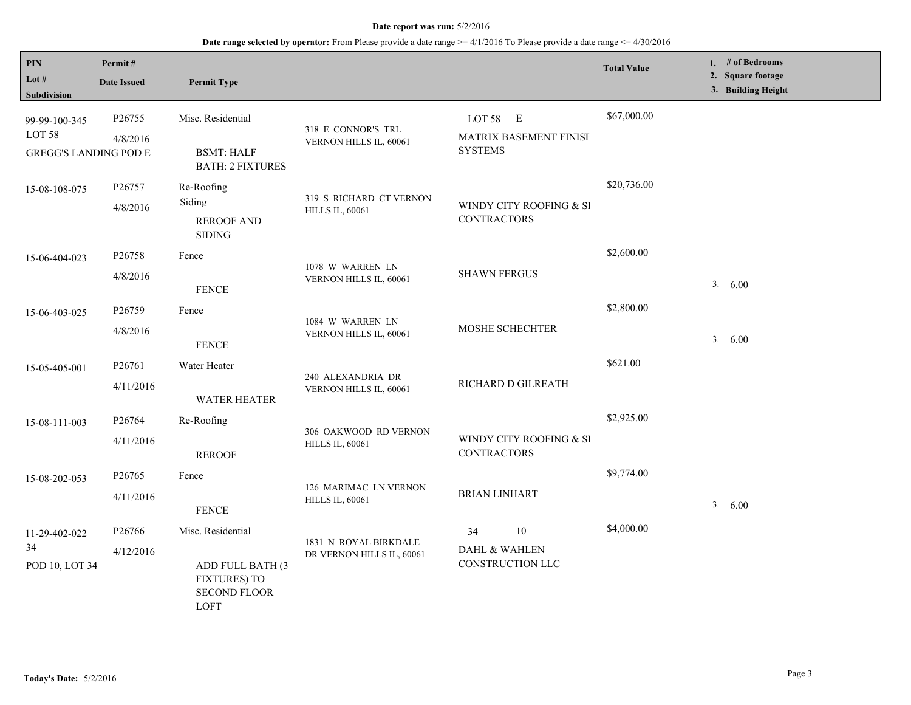**Date report was run:** 5/2/2016

**Date range selected by operator:** From Please provide a date range >= 4/1/2016 To Please provide a date range <= 4/30/2016

| PIN / Lot # / Subdivision | Permit # / Date Issued | Permit Type | | | Total Value | 1. # of Bedrooms 2. Square footage 3. Building Height |
|---|---|---|---|---|---|---|
| 99-99-100-345 LOT 58 GREGG'S LANDING POD E | P26755 4/8/2016 | Misc. Residential BSMT: HALF BATH: 2 FIXTURES | 318 E CONNOR'S TRL VERNON HILLS IL, 60061 | LOT 58 E MATRIX BASEMENT FINISH SYSTEMS | $67,000.00 | |
| 15-08-108-075 | P26757 4/8/2016 | Re-Roofing Siding REROOF AND SIDING | 319 S RICHARD CT VERNON HILLS IL, 60061 | WINDY CITY ROOFING & SI CONTRACTORS | $20,736.00 | |
| 15-06-404-023 | P26758 4/8/2016 | Fence FENCE | 1078 W WARREN LN VERNON HILLS IL, 60061 | SHAWN FERGUS | $2,600.00 | 3. 6.00 |
| 15-06-403-025 | P26759 4/8/2016 | Fence FENCE | 1084 W WARREN LN VERNON HILLS IL, 60061 | MOSHE SCHECHTER | $2,800.00 | 3. 6.00 |
| 15-05-405-001 | P26761 4/11/2016 | Water Heater WATER HEATER | 240 ALEXANDRIA DR VERNON HILLS IL, 60061 | RICHARD D GILREATH | $621.00 | |
| 15-08-111-003 | P26764 4/11/2016 | Re-Roofing REROOF | 306 OAKWOOD RD VERNON HILLS IL, 60061 | WINDY CITY ROOFING & SI CONTRACTORS | $2,925.00 | |
| 15-08-202-053 | P26765 4/11/2016 | Fence FENCE | 126 MARIMAC LN VERNON HILLS IL, 60061 | BRIAN LINHART | $9,774.00 | 3. 6.00 |
| 11-29-402-022 34 POD 10, LOT 34 | P26766 4/12/2016 | Misc. Residential ADD FULL BATH (3 FIXTURES) TO SECOND FLOOR LOFT | 1831 N ROYAL BIRKDALE DR VERNON HILLS IL, 60061 | 34 10 DAHL & WAHLEN CONSTRUCTION LLC | $4,000.00 | |

**Today's Date:** 5/2/2016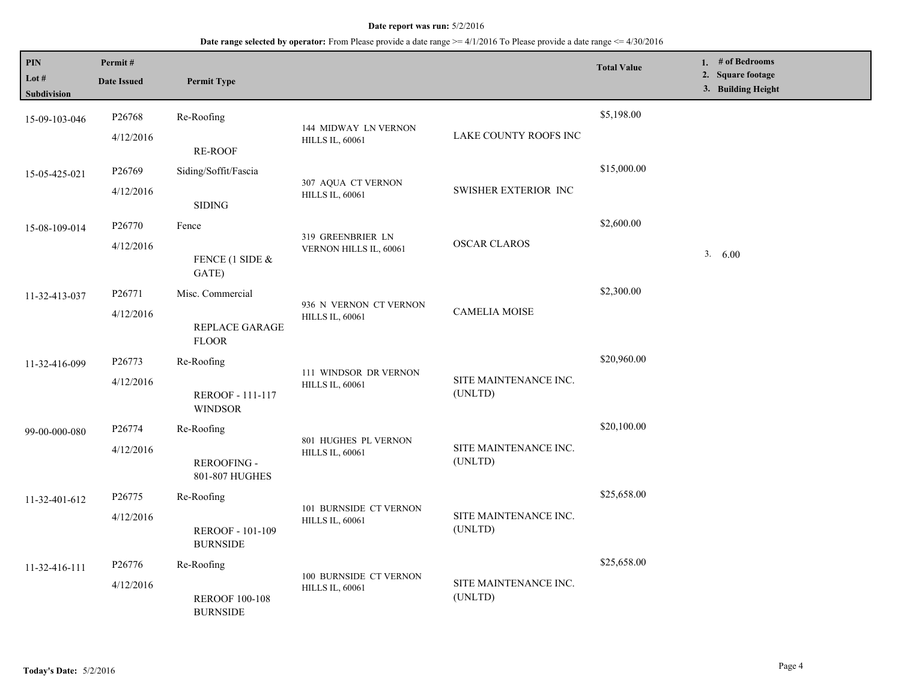**Date report was run:** 5/2/2016

**Date range selected by operator:** From Please provide a date range >= 4/1/2016 To Please provide a date range <= 4/30/2016

| PIN<br>Lot #<br>Subdivision | Permit #<br>Date Issued | Permit Type | | | Total Value | 1. # of Bedrooms<br>2. Square footage<br>3. Building Height |
|---|---|---|---|---|---|---|
| 15-09-103-046 | P26768<br>4/12/2016 | Re-Roofing<br>RE-ROOF | 144 MIDWAY LN VERNON HILLS IL, 60061 | LAKE COUNTY ROOFS INC | $5,198.00 | |
| 15-05-425-021 | P26769<br>4/12/2016 | Siding/Soffit/Fascia<br>SIDING | 307 AQUA CT VERNON HILLS IL, 60061 | SWISHER EXTERIOR INC | $15,000.00 | |
| 15-08-109-014 | P26770<br>4/12/2016 | Fence<br>FENCE (1 SIDE & GATE) | 319 GREENBRIER LN VERNON HILLS IL, 60061 | OSCAR CLAROS | $2,600.00 | 3. 6.00 |
| 11-32-413-037 | P26771<br>4/12/2016 | Misc. Commercial<br>REPLACE GARAGE FLOOR | 936 N VERNON CT VERNON HILLS IL, 60061 | CAMELIA MOISE | $2,300.00 | |
| 11-32-416-099 | P26773<br>4/12/2016 | Re-Roofing<br>REROOF - 111-117 WINDSOR | 111 WINDSOR DR VERNON HILLS IL, 60061 | SITE MAINTENANCE INC. (UNLTD) | $20,960.00 | |
| 99-00-000-080 | P26774<br>4/12/2016 | Re-Roofing<br>REROOFING - 801-807 HUGHES | 801 HUGHES PL VERNON HILLS IL, 60061 | SITE MAINTENANCE INC. (UNLTD) | $20,100.00 | |
| 11-32-401-612 | P26775<br>4/12/2016 | Re-Roofing<br>REROOF - 101-109 BURNSIDE | 101 BURNSIDE CT VERNON HILLS IL, 60061 | SITE MAINTENANCE INC. (UNLTD) | $25,658.00 | |
| 11-32-416-111 | P26776<br>4/12/2016 | Re-Roofing<br>REROOF 100-108 BURNSIDE | 100 BURNSIDE CT VERNON HILLS IL, 60061 | SITE MAINTENANCE INC. (UNLTD) | $25,658.00 | |

**Today's Date:** 5/2/2016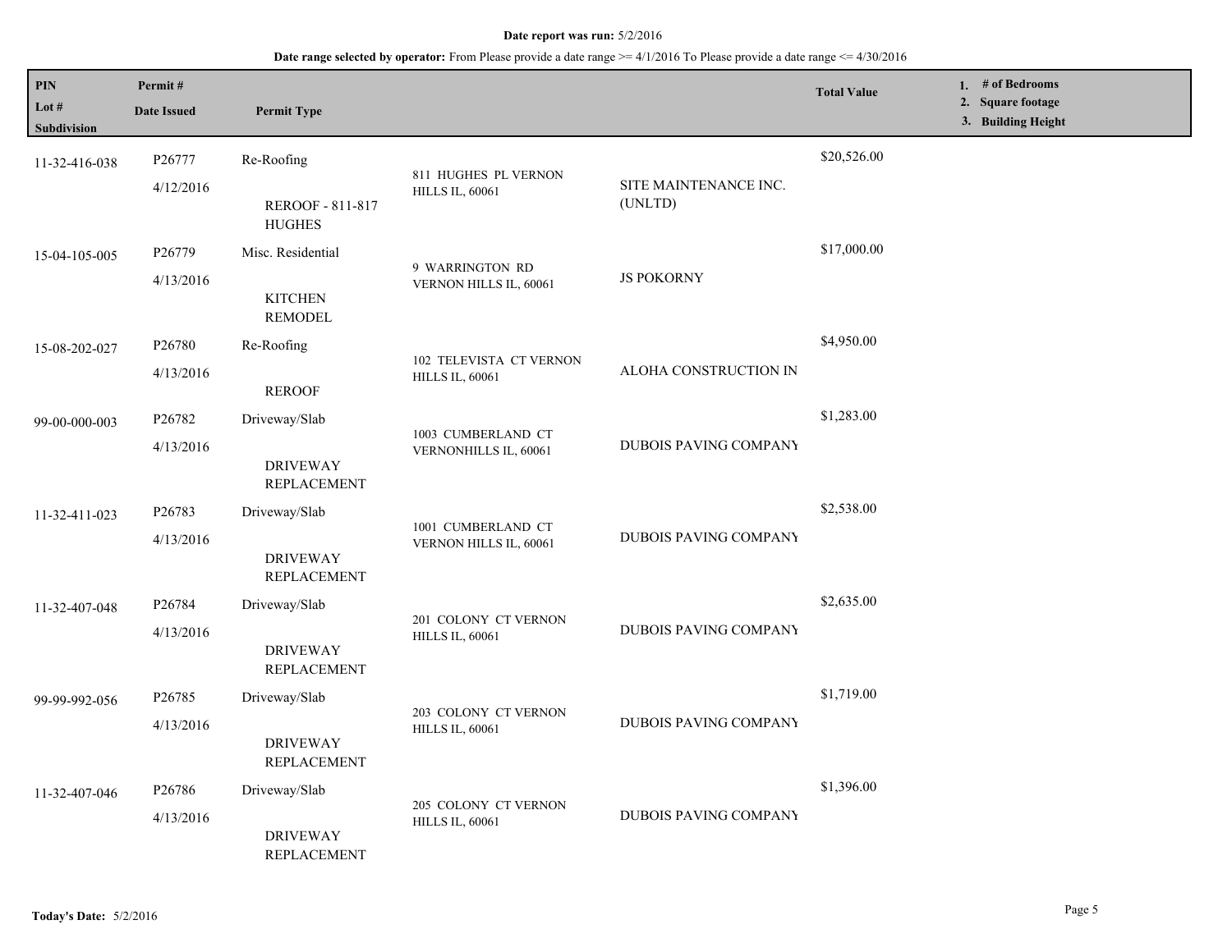**Date report was run:** 5/2/2016

**Date range selected by operator:** From Please provide a date range >= 4/1/2016 To Please provide a date range <= 4/30/2016

| PIN<br>Lot #<br>Subdivision | Permit #<br>Date Issued | Permit Type | | | Total Value | 1. # of Bedrooms<br>2. Square footage<br>3. Building Height |
|---|---|---|---|---|---|---|
| 11-32-416-038 | P26777<br>4/12/2016 | Re-Roofing<br>REROOF - 811-817 HUGHES | 811 HUGHES PL VERNON HILLS IL, 60061 | SITE MAINTENANCE INC. (UNLTD) | $20,526.00 | |
| 15-04-105-005 | P26779<br>4/13/2016 | Misc. Residential<br>KITCHEN REMODEL | 9 WARRINGTON RD VERNON HILLS IL, 60061 | JS POKORNY | $17,000.00 | |
| 15-08-202-027 | P26780<br>4/13/2016 | Re-Roofing<br>REROOF | 102 TELEVISTA CT VERNON HILLS IL, 60061 | ALOHA CONSTRUCTION IN | $4,950.00 | |
| 99-00-000-003 | P26782<br>4/13/2016 | Driveway/Slab<br>DRIVEWAY REPLACEMENT | 1003 CUMBERLAND CT VERNONHILLS IL, 60061 | DUBOIS PAVING COMPANY | $1,283.00 | |
| 11-32-411-023 | P26783<br>4/13/2016 | Driveway/Slab<br>DRIVEWAY REPLACEMENT | 1001 CUMBERLAND CT VERNON HILLS IL, 60061 | DUBOIS PAVING COMPANY | $2,538.00 | |
| 11-32-407-048 | P26784<br>4/13/2016 | Driveway/Slab<br>DRIVEWAY REPLACEMENT | 201 COLONY CT VERNON HILLS IL, 60061 | DUBOIS PAVING COMPANY | $2,635.00 | |
| 99-99-992-056 | P26785<br>4/13/2016 | Driveway/Slab<br>DRIVEWAY REPLACEMENT | 203 COLONY CT VERNON HILLS IL, 60061 | DUBOIS PAVING COMPANY | $1,719.00 | |
| 11-32-407-046 | P26786<br>4/13/2016 | Driveway/Slab<br>DRIVEWAY REPLACEMENT | 205 COLONY CT VERNON HILLS IL, 60061 | DUBOIS PAVING COMPANY | $1,396.00 | |

**Today's Date:** 5/2/2016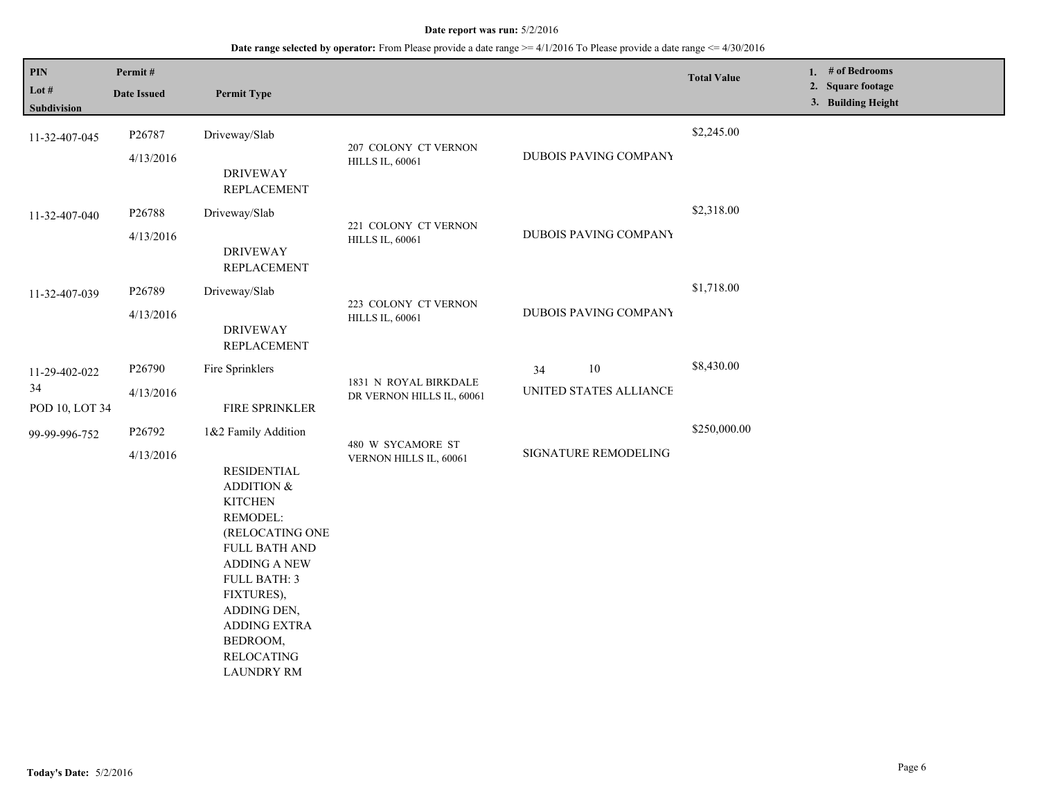**Date report was run:** 5/2/2016

**Date range selected by operator:** From Please provide a date range >= 4/1/2016 To Please provide a date range <= 4/30/2016

| PIN / Lot # / Subdivision | Permit # / Date Issued | Permit Type | | | Total Value | 1. # of Bedrooms 2. Square footage 3. Building Height |
|---|---|---|---|---|---|---|
| 11-32-407-045 | P26787 4/13/2016 | Driveway/Slab DRIVEWAY REPLACEMENT | 207 COLONY CT VERNON HILLS IL, 60061 | DUBOIS PAVING COMPANY | $2,245.00 | |
| 11-32-407-040 | P26788 4/13/2016 | Driveway/Slab DRIVEWAY REPLACEMENT | 221 COLONY CT VERNON HILLS IL, 60061 | DUBOIS PAVING COMPANY | $2,318.00 | |
| 11-32-407-039 | P26789 4/13/2016 | Driveway/Slab DRIVEWAY REPLACEMENT | 223 COLONY CT VERNON HILLS IL, 60061 | DUBOIS PAVING COMPANY | $1,718.00 | |
| 11-29-402-022 34 POD 10, LOT 34 | P26790 4/13/2016 | Fire Sprinklers FIRE SPRINKLER | 1831 N ROYAL BIRKDALE DR VERNON HILLS IL, 60061 | 34 10 UNITED STATES ALLIANCE | $8,430.00 | |
| 99-99-996-752 | P26792 4/13/2016 | 1&2 Family Addition RESIDENTIAL ADDITION & KITCHEN REMODEL: (RELOCATING ONE FULL BATH AND ADDING A NEW FULL BATH: 3 FIXTURES), ADDING DEN, ADDING EXTRA BEDROOM, RELOCATING LAUNDRY RM | 480 W SYCAMORE ST VERNON HILLS IL, 60061 | SIGNATURE REMODELING | $250,000.00 | |

**Today's Date:** 5/2/2016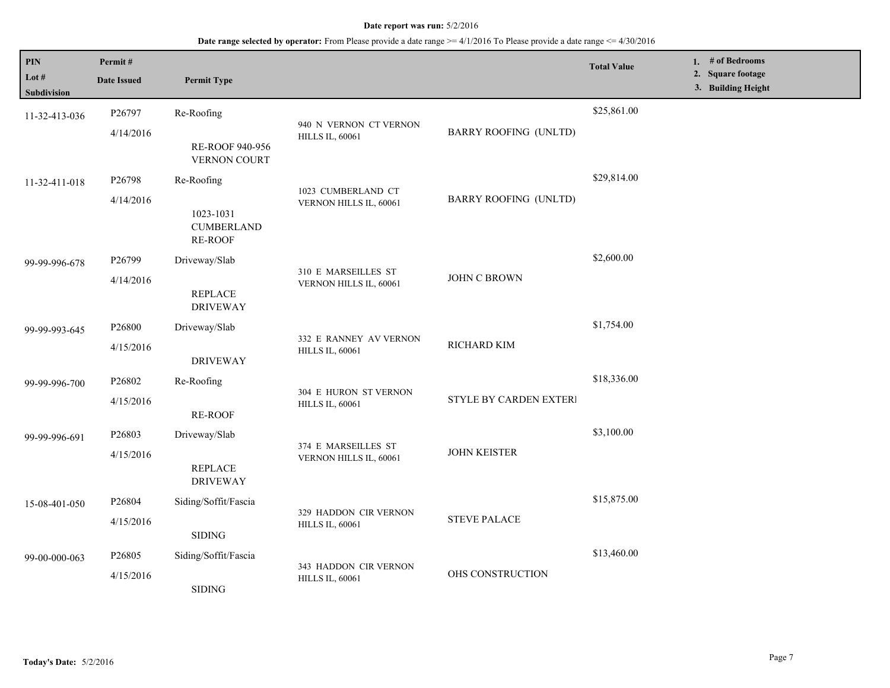**Date report was run:** 5/2/2016

**Date range selected by operator:** From Please provide a date range >= 4/1/2016 To Please provide a date range <= 4/30/2016

| PIN<br>Lot #<br>Subdivision | Permit #<br>Date Issued | Permit Type | | | Total Value | 1. # of Bedrooms<br>2. Square footage<br>3. Building Height |
|---|---|---|---|---|---|---|
| 11-32-413-036 | P26797<br>4/14/2016 | Re-Roofing<br>RE-ROOF 940-956 VERNON COURT | 940 N VERNON CT VERNON HILLS IL, 60061 | BARRY ROOFING (UNLTD) | $25,861.00 | |
| 11-32-411-018 | P26798<br>4/14/2016 | Re-Roofing<br>1023-1031 CUMBERLAND RE-ROOF | 1023 CUMBERLAND CT VERNON HILLS IL, 60061 | BARRY ROOFING (UNLTD) | $29,814.00 | |
| 99-99-996-678 | P26799<br>4/14/2016 | Driveway/Slab<br>REPLACE DRIVEWAY | 310 E MARSEILLES ST VERNON HILLS IL, 60061 | JOHN C BROWN | $2,600.00 | |
| 99-99-993-645 | P26800<br>4/15/2016 | Driveway/Slab<br>DRIVEWAY | 332 E RANNEY AV VERNON HILLS IL, 60061 | RICHARD KIM | $1,754.00 | |
| 99-99-996-700 | P26802<br>4/15/2016 | Re-Roofing<br>RE-ROOF | 304 E HURON ST VERNON HILLS IL, 60061 | STYLE BY CARDEN EXTERI | $18,336.00 | |
| 99-99-996-691 | P26803<br>4/15/2016 | Driveway/Slab<br>REPLACE DRIVEWAY | 374 E MARSEILLES ST VERNON HILLS IL, 60061 | JOHN KEISTER | $3,100.00 | |
| 15-08-401-050 | P26804<br>4/15/2016 | Siding/Soffit/Fascia<br>SIDING | 329 HADDON CIR VERNON HILLS IL, 60061 | STEVE PALACE | $15,875.00 | |
| 99-00-000-063 | P26805<br>4/15/2016 | Siding/Soffit/Fascia<br>SIDING | 343 HADDON CIR VERNON HILLS IL, 60061 | OHS CONSTRUCTION | $13,460.00 | |

**Today's Date:** 5/2/2016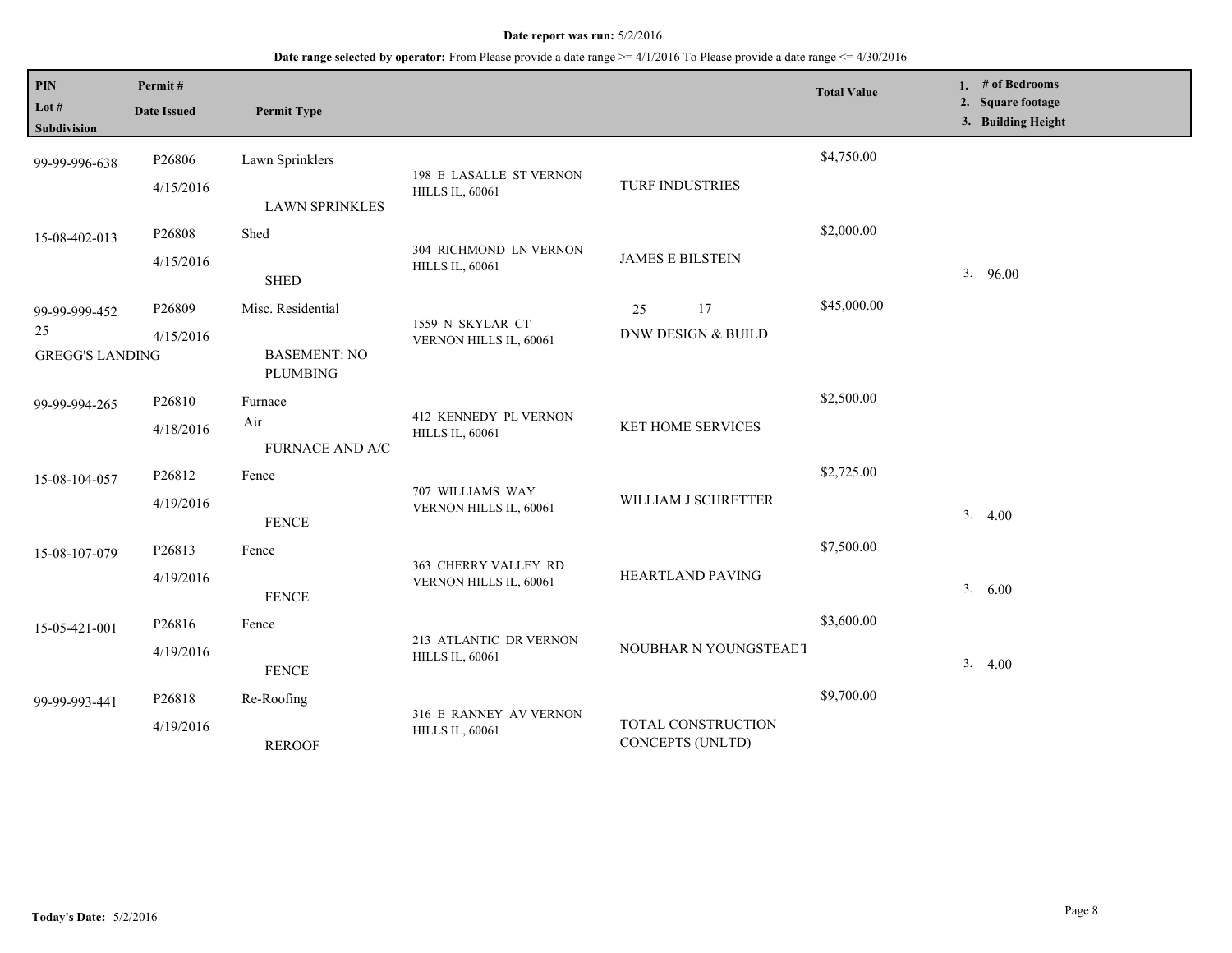**Date report was run:** 5/2/2016

**Date range selected by operator:** From Please provide a date range >= 4/1/2016 To Please provide a date range <= 4/30/2016

| PIN / Lot # / Subdivision | Permit # / Date Issued | Permit Type | Address | Contractor | Total Value | 1. # of Bedrooms 2. Square footage 3. Building Height |
|---|---|---|---|---|---|---|
| 99-99-996-638 | P26806 4/15/2016 | Lawn Sprinklers LAWN SPRINKLES | 198 E LASALLE ST VERNON HILLS IL, 60061 | TURF INDUSTRIES | $4,750.00 | |
| 15-08-402-013 | P26808 4/15/2016 | Shed SHED | 304 RICHMOND LN VERNON HILLS IL, 60061 | JAMES E BILSTEIN | $2,000.00 | 3. 96.00 |
| 99-99-999-452 25 GREGG'S LANDING | P26809 4/15/2016 | Misc. Residential BASEMENT: NO PLUMBING | 1559 N SKYLAR CT VERNON HILLS IL, 60061 | 25 17 DNW DESIGN & BUILD | $45,000.00 | |
| 99-99-994-265 | P26810 4/18/2016 | Furnace Air FURNACE AND A/C | 412 KENNEDY PL VERNON HILLS IL, 60061 | KET HOME SERVICES | $2,500.00 | |
| 15-08-104-057 | P26812 4/19/2016 | Fence FENCE | 707 WILLIAMS WAY VERNON HILLS IL, 60061 | WILLIAM J SCHRETTER | $2,725.00 | 3. 4.00 |
| 15-08-107-079 | P26813 4/19/2016 | Fence FENCE | 363 CHERRY VALLEY RD VERNON HILLS IL, 60061 | HEARTLAND PAVING | $7,500.00 | 3. 6.00 |
| 15-05-421-001 | P26816 4/19/2016 | Fence FENCE | 213 ATLANTIC DR VERNON HILLS IL, 60061 | NOUBHAR N YOUNGSTEADT | $3,600.00 | 3. 4.00 |
| 99-99-993-441 | P26818 4/19/2016 | Re-Roofing REROOF | 316 E RANNEY AV VERNON HILLS IL, 60061 | TOTAL CONSTRUCTION CONCEPTS (UNLTD) | $9,700.00 | |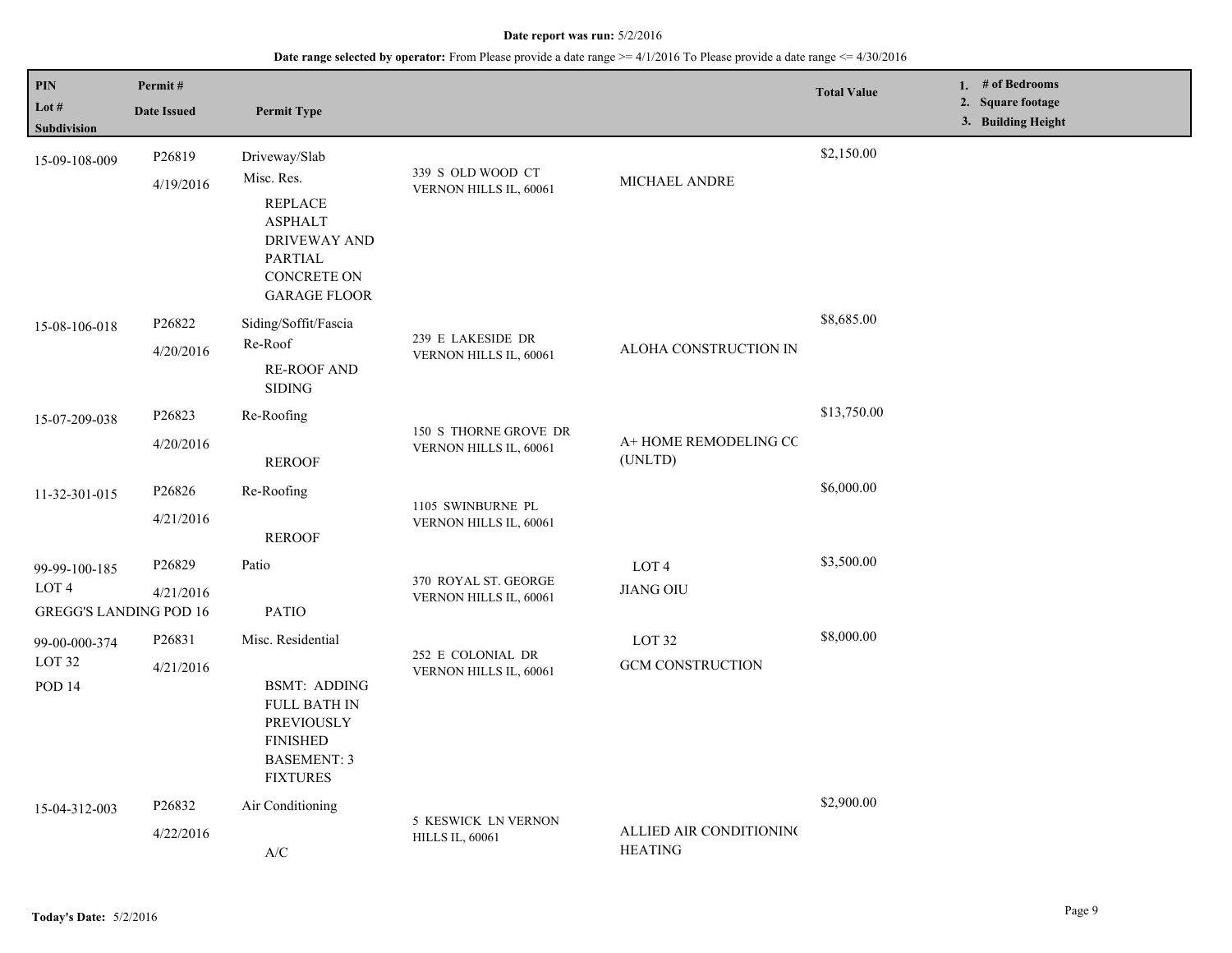**Date report was run:** 5/2/2016

**Date range selected by operator:** From Please provide a date range >= 4/1/2016 To Please provide a date range <= 4/30/2016

| PIN<br>Lot #<br>Subdivision | Permit #<br>Date Issued | Permit Type | | | Total Value | 1. # of Bedrooms<br>2. Square footage<br>3. Building Height |
|---|---|---|---|---|---|---|
| 15-09-108-009 | P26819<br>4/19/2016 | Driveway/Slab<br>Misc. Res.<br>REPLACE ASPHALT DRIVEWAY AND PARTIAL CONCRETE ON GARAGE FLOOR | 339 S OLD WOOD CT<br>VERNON HILLS IL, 60061 | MICHAEL ANDRE | $2,150.00 | |
| 15-08-106-018 | P26822<br>4/20/2016 | Siding/Soffit/Fascia<br>Re-Roof<br>RE-ROOF AND SIDING | 239 E LAKESIDE DR<br>VERNON HILLS IL, 60061 | ALOHA CONSTRUCTION IN | $8,685.00 | |
| 15-07-209-038 | P26823<br>4/20/2016 | Re-Roofing<br>REROOF | 150 S THORNE GROVE DR<br>VERNON HILLS IL, 60061 | A+ HOME REMODELING CC (UNLTD) | $13,750.00 | |
| 11-32-301-015 | P26826<br>4/21/2016 | Re-Roofing<br>REROOF | 1105 SWINBURNE PL<br>VERNON HILLS IL, 60061 | | $6,000.00 | |
| 99-99-100-185<br>LOT 4<br>GREGG'S LANDING POD 16 | P26829<br>4/21/2016 | Patio<br>PATIO | 370 ROYAL ST. GEORGE<br>VERNON HILLS IL, 60061 | LOT 4<br>JIANG OIU | $3,500.00 | |
| 99-00-000-374<br>LOT 32<br>POD 14 | P26831<br>4/21/2016 | Misc. Residential<br>BSMT: ADDING FULL BATH IN PREVIOUSLY FINISHED BASEMENT: 3 FIXTURES | 252 E COLONIAL DR<br>VERNON HILLS IL, 60061 | LOT 32<br>GCM CONSTRUCTION | $8,000.00 | |
| 15-04-312-003 | P26832<br>4/22/2016 | Air Conditioning<br>A/C | 5 KESWICK LN VERNON HILLS IL, 60061 | ALLIED AIR CONDITIONIN( HEATING | $2,900.00 | |

**Today's Date:** 5/2/2016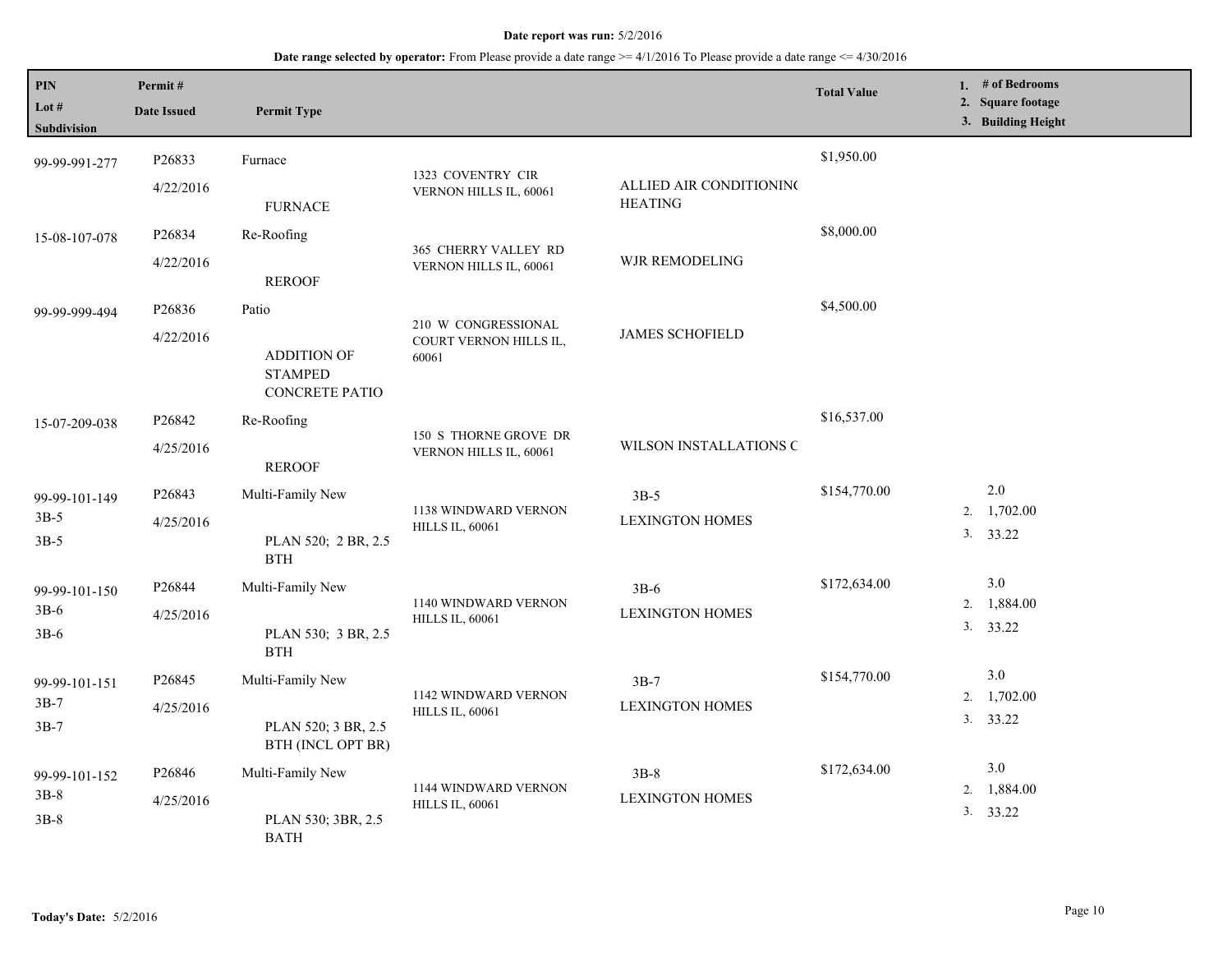**Date report was run:** 5/2/2016

**Date range selected by operator:** From Please provide a date range >= 4/1/2016 To Please provide a date range <= 4/30/2016

| PIN / Lot # / Subdivision | Permit # / Date Issued | Permit Type | | | Total Value | 1. # of Bedrooms 2. Square footage 3. Building Height |
|---|---|---|---|---|---|---|
| 99-99-991-277 | P26833 4/22/2016 | Furnace FURNACE | 1323 COVENTRY CIR VERNON HILLS IL, 60061 | ALLIED AIR CONDITIONING HEATING | $1,950.00 | |
| 15-08-107-078 | P26834 4/22/2016 | Re-Roofing REROOF | 365 CHERRY VALLEY RD VERNON HILLS IL, 60061 | WJR REMODELING | $8,000.00 | |
| 99-99-999-494 | P26836 4/22/2016 | Patio ADDITION OF STAMPED CONCRETE PATIO | 210 W CONGRESSIONAL COURT VERNON HILLS IL, 60061 | JAMES SCHOFIELD | $4,500.00 | |
| 15-07-209-038 | P26842 4/25/2016 | Re-Roofing REROOF | 150 S THORNE GROVE DR VERNON HILLS IL, 60061 | WILSON INSTALLATIONS C | $16,537.00 | |
| 99-99-101-149 3B-5 3B-5 | P26843 4/25/2016 | Multi-Family New PLAN 520; 2 BR, 2.5 BTH | 1138 WINDWARD VERNON HILLS IL, 60061 | 3B-5 LEXINGTON HOMES | $154,770.00 | 1. 2.0 2. 1,702.00 3. 33.22 |
| 99-99-101-150 3B-6 3B-6 | P26844 4/25/2016 | Multi-Family New PLAN 530; 3 BR, 2.5 BTH | 1140 WINDWARD VERNON HILLS IL, 60061 | 3B-6 LEXINGTON HOMES | $172,634.00 | 1. 3.0 2. 1,884.00 3. 33.22 |
| 99-99-101-151 3B-7 3B-7 | P26845 4/25/2016 | Multi-Family New PLAN 520; 3 BR, 2.5 BTH (INCL OPT BR) | 1142 WINDWARD VERNON HILLS IL, 60061 | 3B-7 LEXINGTON HOMES | $154,770.00 | 1. 3.0 2. 1,702.00 3. 33.22 |
| 99-99-101-152 3B-8 3B-8 | P26846 4/25/2016 | Multi-Family New PLAN 530; 3BR, 2.5 BATH | 1144 WINDWARD VERNON HILLS IL, 60061 | 3B-8 LEXINGTON HOMES | $172,634.00 | 1. 3.0 2. 1,884.00 3. 33.22 |

**Today's Date:** 5/2/2016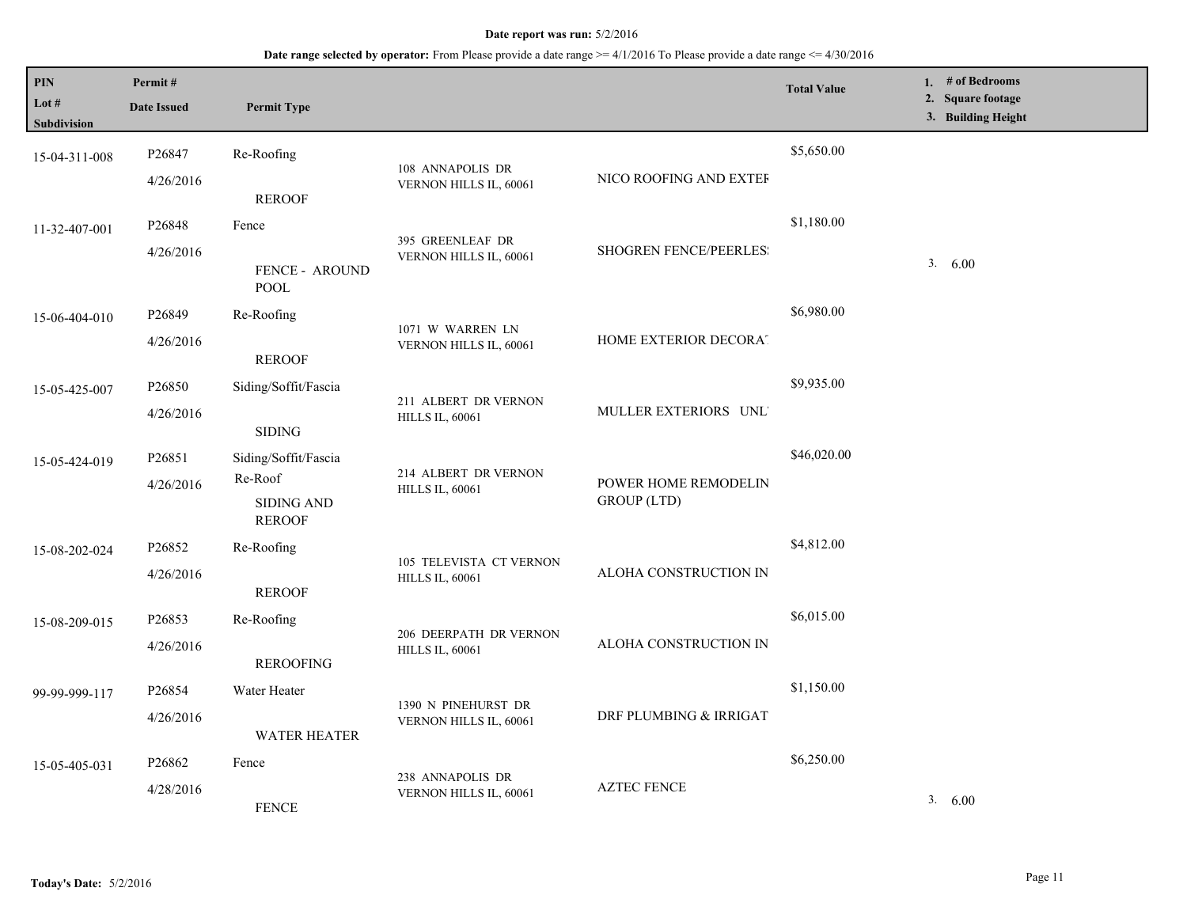**Date report was run:** 5/2/2016

**Date range selected by operator:** From Please provide a date range >= 4/1/2016 To Please provide a date range <= 4/30/2016

| PIN / Lot # / Subdivision | Permit # / Date Issued | Permit Type | | | Total Value | 1. # of Bedrooms 2. Square footage 3. Building Height |
|---|---|---|---|---|---|---|
| 15-04-311-008 | P26847 4/26/2016 | Re-Roofing REROOF | 108 ANNAPOLIS DR VERNON HILLS IL, 60061 | NICO ROOFING AND EXTEF | $5,650.00 | |
| 11-32-407-001 | P26848 4/26/2016 | Fence FENCE - AROUND POOL | 395 GREENLEAF DR VERNON HILLS IL, 60061 | SHOGREN FENCE/PEERLES! | $1,180.00 | 3. 6.00 |
| 15-06-404-010 | P26849 4/26/2016 | Re-Roofing REROOF | 1071 W WARREN LN VERNON HILLS IL, 60061 | HOME EXTERIOR DECORA1 | $6,980.00 | |
| 15-05-425-007 | P26850 4/26/2016 | Siding/Soffit/Fascia SIDING | 211 ALBERT DR VERNON HILLS IL, 60061 | MULLER EXTERIORS UNL' | $9,935.00 | |
| 15-05-424-019 | P26851 4/26/2016 | Siding/Soffit/Fascia Re-Roof SIDING AND REROOF | 214 ALBERT DR VERNON HILLS IL, 60061 | POWER HOME REMODELIN GROUP (LTD) | $46,020.00 | |
| 15-08-202-024 | P26852 4/26/2016 | Re-Roofing REROOF | 105 TELEVISTA CT VERNON HILLS IL, 60061 | ALOHA CONSTRUCTION IN | $4,812.00 | |
| 15-08-209-015 | P26853 4/26/2016 | Re-Roofing REROOFING | 206 DEERPATH DR VERNON HILLS IL, 60061 | ALOHA CONSTRUCTION IN | $6,015.00 | |
| 99-99-999-117 | P26854 4/26/2016 | Water Heater WATER HEATER | 1390 N PINEHURST DR VERNON HILLS IL, 60061 | DRF PLUMBING & IRRIGAT | $1,150.00 | |
| 15-05-405-031 | P26862 4/28/2016 | Fence FENCE | 238 ANNAPOLIS DR VERNON HILLS IL, 60061 | AZTEC FENCE | $6,250.00 | 3. 6.00 |

**Today's Date:** 5/2/2016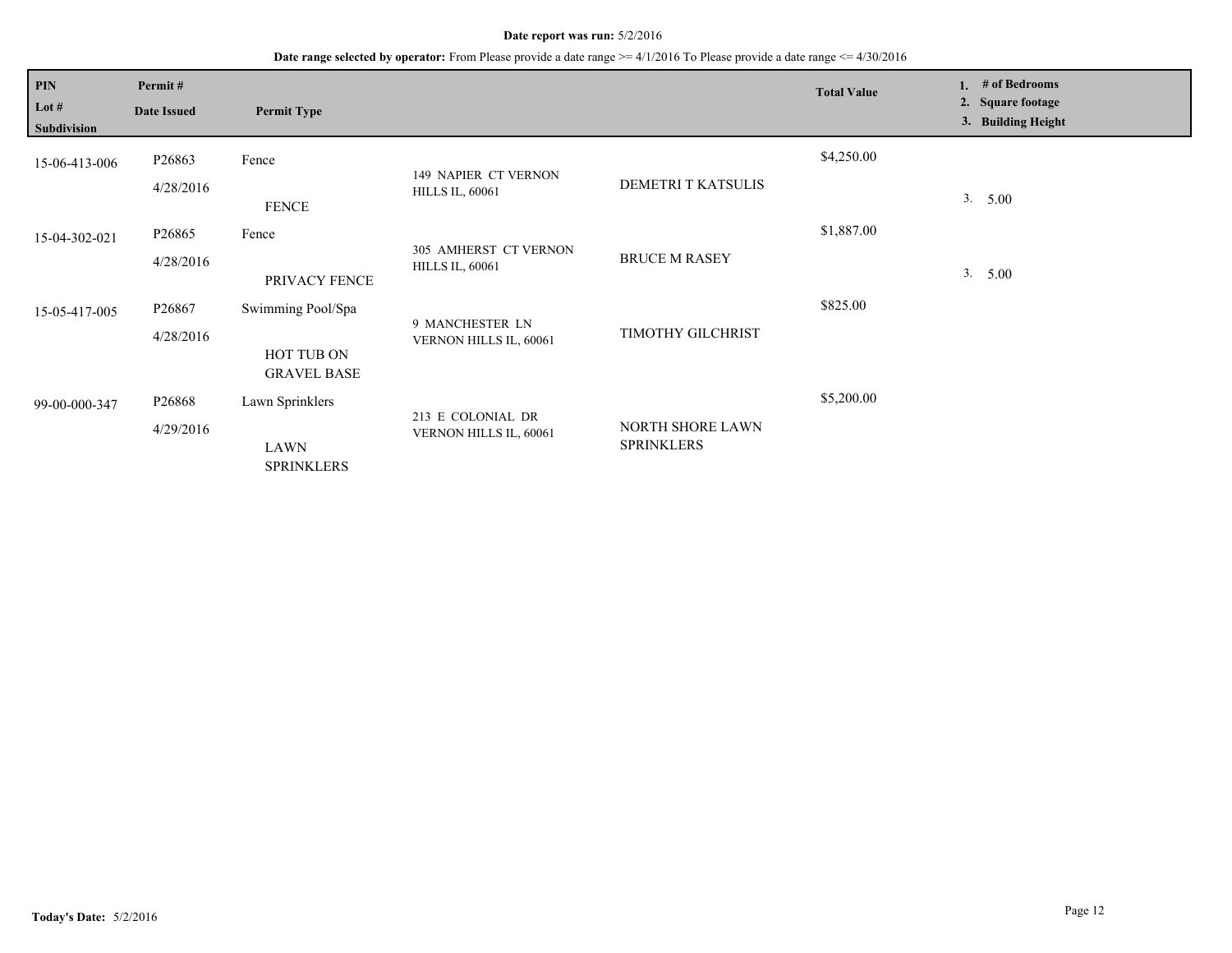**Date report was run:** 5/2/2016

**Date range selected by operator:** From Please provide a date range >= 4/1/2016 To Please provide a date range <= 4/30/2016

| PIN<br>Lot #<br>Subdivision | Permit #<br>Date Issued | Permit Type | | | Total Value | 1. # of Bedrooms<br>2. Square footage<br>3. Building Height |
|---|---|---|---|---|---|---|
| 15-06-413-006 | P26863<br>4/28/2016 | Fence<br>FENCE | 149 NAPIER CT VERNON HILLS IL, 60061 | DEMETRI T KATSULIS | $4,250.00 | 3. 5.00 |
| 15-04-302-021 | P26865<br>4/28/2016 | Fence<br>PRIVACY FENCE | 305 AMHERST CT VERNON HILLS IL, 60061 | BRUCE M RASEY | $1,887.00 | 3. 5.00 |
| 15-05-417-005 | P26867<br>4/28/2016 | Swimming Pool/Spa<br>HOT TUB ON GRAVEL BASE | 9 MANCHESTER LN VERNON HILLS IL, 60061 | TIMOTHY GILCHRIST | $825.00 | |
| 99-00-000-347 | P26868<br>4/29/2016 | Lawn Sprinklers<br>LAWN SPRINKLERS | 213 E COLONIAL DR VERNON HILLS IL, 60061 | NORTH SHORE LAWN SPRINKLERS | $5,200.00 | |

**Today's Date:** 5/2/2016